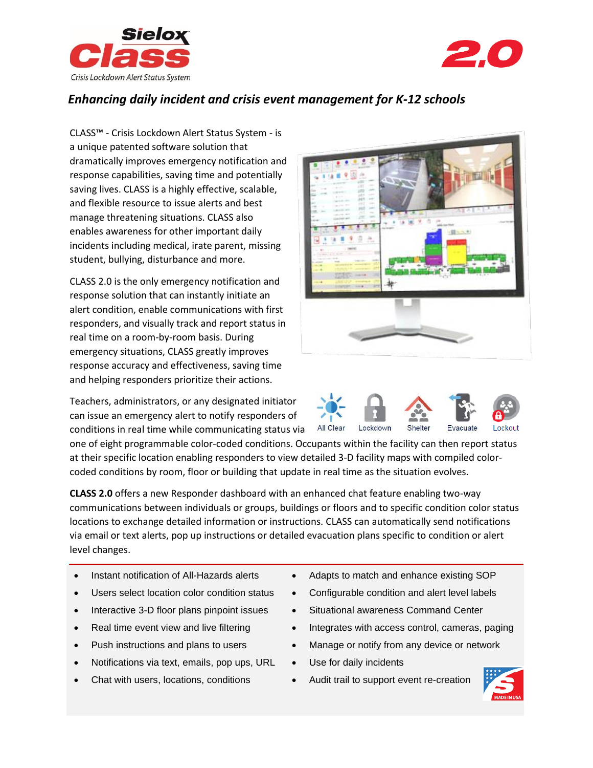# Sielox Class 2.0

Crisis Lockdown Alert Status System

## *Enhancing daily incident and crisis event management for K-12 schools*

CLASS™ - Crisis Lockdown Alert Status System - is a unique patented software solution that dramatically improves emergency notification and response capabilities, saving time and potentially saving lives. CLASS is a highly effective, scalable, and flexible resource to issue alerts and best manage threatening situations. CLASS also enables awareness for other important daily incidents including medical, irate parent, missing student, bullying, disturbance and more.

CLASS 2.0 is the only emergency notification and response solution that can instantly initiate an alert condition, enable communications with first responders, and visually track and report status in real time on a room-by-room basis. During emergency situations, CLASS greatly improves response accuracy and effectiveness, saving time and helping responders prioritize their actions.

Teachers, administrators, or any designated initiator can issue an emergency alert to notify responders of conditions in real time while communicating status via one of eight programmable color-coded conditions. Occupants within the facility can then report status at their specific location enabling responders to view detailed 3-D facility maps with compiled color-coded conditions by room, floor or building that update in real time as the situation evolves.

All Clear | Lockdown | Shelter | Evacuate | Lockout

**CLASS 2.0** offers a new Responder dashboard with an enhanced chat feature enabling two-way communications between individuals or groups, buildings or floors and to specific condition color status locations to exchange detailed information or instructions. CLASS can automatically send notifications via email or text alerts, pop up instructions or detailed evacuation plans specific to condition or alert level changes.

- Instant notification of All-Hazards alerts
- Users select location color condition status
- Interactive 3-D floor plans pinpoint issues
- Real time event view and live filtering
- Push instructions and plans to users
- Notifications via text, emails, pop ups, URL
- Chat with users, locations, conditions
- Adapts to match and enhance existing SOP
- Configurable condition and alert level labels
- Situational awareness Command Center
- Integrates with access control, cameras, paging
- Manage or notify from any device or network
- Use for daily incidents
- Audit trail to support event re-creation

MADE IN USA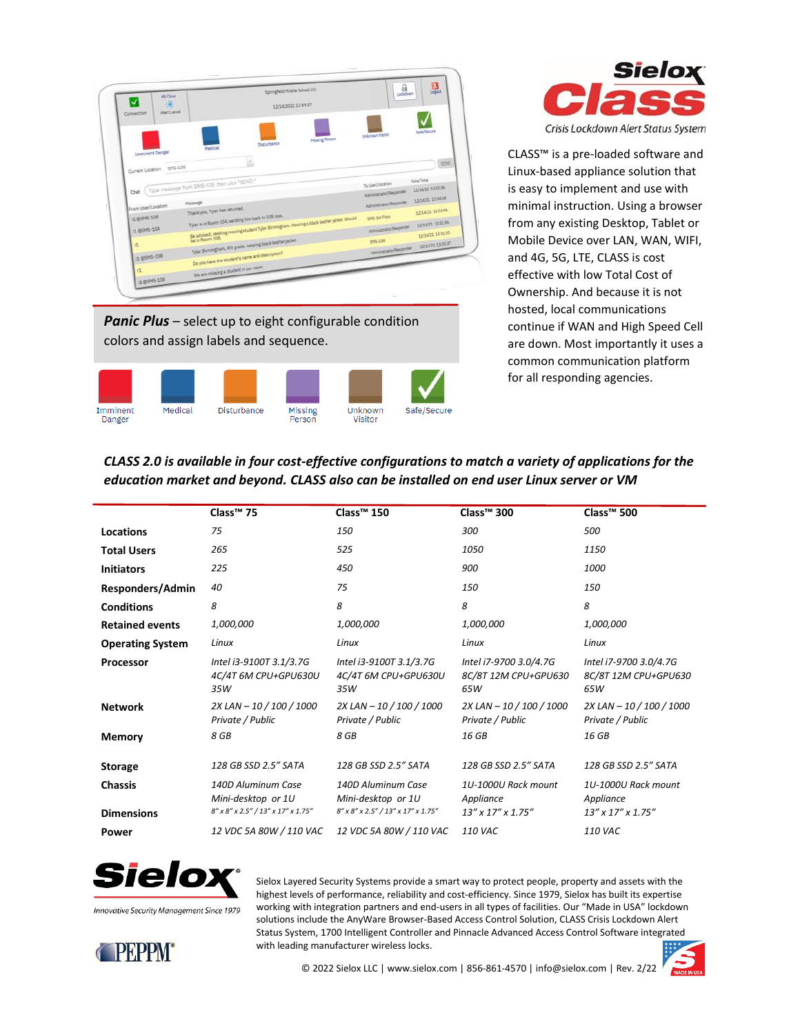**Sielox Class**

*Crisis Lockdown Alert Status System*

CLASS™ is a pre-loaded software and Linux-based appliance solution that is easy to implement and use with minimal instruction. Using a browser from any existing Desktop, Tablet or Mobile Device over LAN, WAN, WIFI, and 4G, 5G, LTE, CLASS is cost effective with low Total Cost of Ownership. And because it is not hosted, local communications continue if WAN and High Speed Cell are down. Most importantly it uses a common communication platform for all responding agencies.

***Panic Plus*** – select up to eight configurable condition colors and assign labels and sequence.

Imminent Danger | Medical | Disturbance | Missing Person | Unknown Visitor | Safe/Secure

***CLASS 2.0 is available in four cost-effective configurations to match a variety of applications for the education market and beyond. CLASS also can be installed on end user Linux server or VM***

| | Class™ 75 | Class™ 150 | Class™ 300 | Class™ 500 |
|---|---|---|---|---|
| **Locations** | *75* | *150* | *300* | *500* |
| **Total Users** | *265* | *525* | *1050* | *1150* |
| **Initiators** | *225* | *450* | *900* | *1000* |
| **Responders/Admin** | *40* | *75* | *150* | *150* |
| **Conditions** | *8* | *8* | *8* | *8* |
| **Retained events** | *1,000,000* | *1,000,000* | *1,000,000* | *1,000,000* |
| **Operating System** | *Linux* | *Linux* | *Linux* | *Linux* |
| **Processor** | *Intel i3-9100T 3.1/3.7G 4C/4T 6M CPU+GPU630U 35W* | *Intel i3-9100T 3.1/3.7G 4C/4T 6M CPU+GPU630U 35W* | *Intel i7-9700 3.0/4.7G 8C/8T 12M CPU+GPU630 65W* | *Intel i7-9700 3.0/4.7G 8C/8T 12M CPU+GPU630 65W* |
| **Network** | *2X LAN – 10 / 100 / 1000 Private / Public* | *2X LAN – 10 / 100 / 1000 Private / Public* | *2X LAN – 10 / 100 / 1000 Private / Public* | *2X LAN – 10 / 100 / 1000 Private / Public* |
| **Memory** | *8 GB* | *8 GB* | *16 GB* | *16 GB* |
| **Storage** | *128 GB SSD 2.5" SATA* | *128 GB SSD 2.5" SATA* | *128 GB SSD 2.5" SATA* | *128 GB SSD 2.5" SATA* |
| **Chassis** | *140D Aluminum Case Mini-desktop or 1U* | *140D Aluminum Case Mini-desktop or 1U* | *1U-1000U Rack mount Appliance* | *1U-1000U Rack mount Appliance* |
| **Dimensions** | *8" x 8" x 2.5" / 13" x 17" x 1.75"* | *8" x 8" x 2.5" / 13" x 17" x 1.75"* | *13" x 17" x 1.75"* | *13" x 17" x 1.75"* |
| **Power** | *12 VDC 5A 80W / 110 VAC* | *12 VDC 5A 80W / 110 VAC* | *110 VAC* | *110 VAC* |

**Sielox®**

*Innovative Security Management Since 1979*

PEPPM®

Sielox Layered Security Systems provide a smart way to protect people, property and assets with the highest levels of performance, reliability and cost-efficiency. Since 1979, Sielox has built its expertise working with integration partners and end-users in all types of facilities. Our "Made in USA" lockdown solutions include the AnyWare Browser-Based Access Control Solution, CLASS Crisis Lockdown Alert Status System, 1700 Intelligent Controller and Pinnacle Advanced Access Control Software integrated with leading manufacturer wireless locks.

© 2022 Sielox LLC | www.sielox.com | 856-861-4570 | info@sielox.com | Rev. 2/22

MADE IN USA